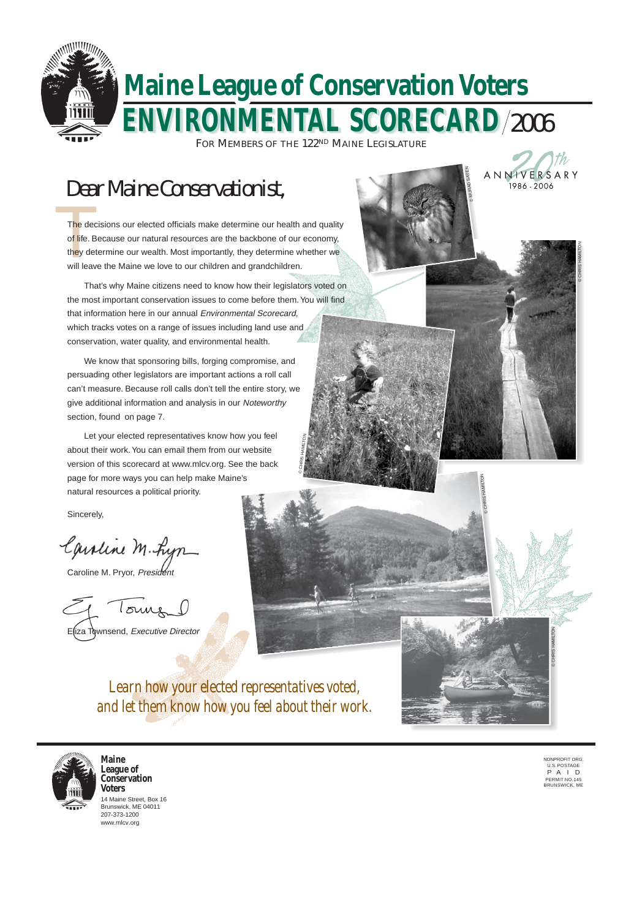# Maine League of Conservation Voters

# ENVIRONMENTAL SCORECARD /2006

FOR MEMBERS OF THE 122[ND] MAINE LEGISLATURE

20th ANNIVERSARY 1986 - 2006

## Dear Maine Conservationist,

The decisions our elected officials make determine our health and quality of life. Because our natural resources are the backbone of our economy, they determine our wealth. Most importantly, they determine whether we will leave the Maine we love to our children and grandchildren.

That's why Maine citizens need to know how their legislators voted on the most important conservation issues to come before them. You will find that information here in our annual *Environmental Scorecard*, which tracks votes on a range of issues including land use and conservation, water quality, and environmental health.

We know that sponsoring bills, forging compromise, and persuading other legislators are important actions a roll call can't measure. Because roll calls don't tell the entire story, we give additional information and analysis in our *Noteworthy* section, found on page 7.

Let your elected representatives know how you feel about their work. You can email them from our website version of this scorecard at www.mlcv.org. See the back page for more ways you can help make Maine's natural resources a political priority.

Sincerely,

Caroline M. Pryor, *President*

Eliza Townsend, *Executive Director*

*Learn how your elected representatives voted, and let them know how you feel about their work.*

© MURAD SAYEN

© CHRIS HAMILTON

**Maine League of Conservation Voters**
14 Maine Street, Box 16
Brunswick, ME 04011
207-373-1200
www.mlcv.org

NONPROFIT ORG.
U.S. POSTAGE
PAID
PERMIT NO.145
BRUNSWICK, ME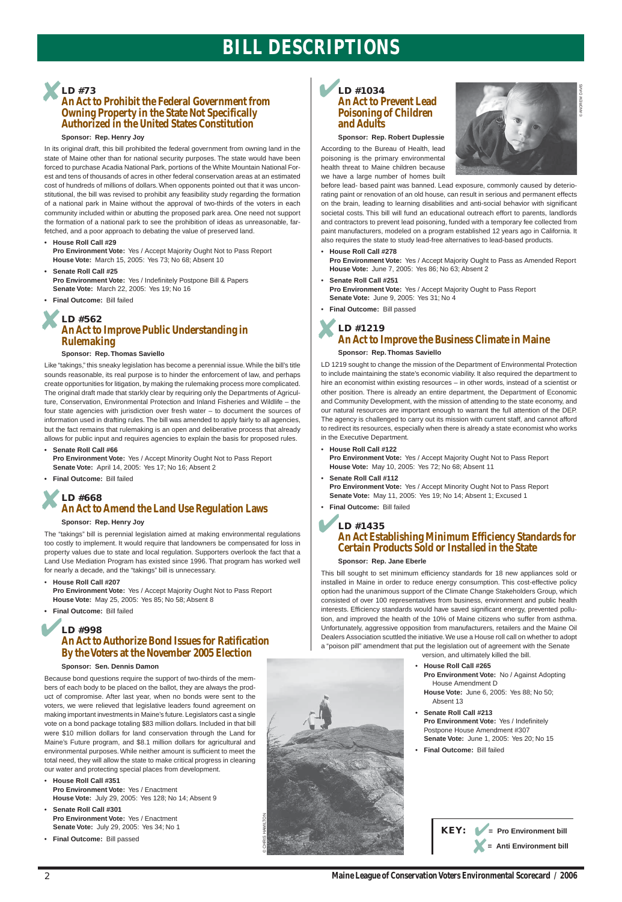# BILL DESCRIPTIONS

## ✗ LD #73 An Act to Prohibit the Federal Government from Owning Property in the State Not Specifically Authorized in the United States Constitution

**Sponsor: Rep. Henry Joy**

In its original draft, this bill prohibited the federal government from owning land in the state of Maine other than for national security purposes. The state would have been forced to purchase Acadia National Park, portions of the White Mountain National Forest and tens of thousands of acres in other federal conservation areas at an estimated cost of hundreds of millions of dollars. When opponents pointed out that it was unconstitutional, the bill was revised to prohibit any feasibility study regarding the formation of a national park in Maine without the approval of two-thirds of the voters in each community included within or abutting the proposed park area. One need not support the formation of a national park to see the prohibition of ideas as unreasonable, far-fetched, and a poor approach to debating the value of preserved land.

- **House Roll Call #29**
  **Pro Environment Vote:** Yes / Accept Majority Ought Not to Pass Report
  **House Vote:** March 15, 2005: Yes 73; No 68; Absent 10
- **Senate Roll Call #25**
  **Pro Environment Vote:** Yes / Indefinitely Postpone Bill & Papers
  **Senate Vote:** March 22, 2005: Yes 19; No 16
- **Final Outcome:** Bill failed

## ✗ LD #562 An Act to Improve Public Understanding in Rulemaking

**Sponsor: Rep. Thomas Saviello**

Like "takings," this sneaky legislation has become a perennial issue. While the bill's title sounds reasonable, its real purpose is to hinder the enforcement of law, and perhaps create opportunities for litigation, by making the rulemaking process more complicated. The original draft made that starkly clear by requiring only the Departments of Agriculture, Conservation, Environmental Protection and Inland Fisheries and Wildlife – the four state agencies with jurisdiction over fresh water – to document the sources of information used in drafting rules. The bill was amended to apply fairly to all agencies, but the fact remains that rulemaking is an open and deliberative process that already allows for public input and requires agencies to explain the basis for proposed rules.

- **Senate Roll Call #66**
  **Pro Environment Vote:** Yes / Accept Minority Ought Not to Pass Report
  **Senate Vote:** April 14, 2005: Yes 17; No 16; Absent 2
- **Final Outcome:** Bill failed

## ✗ LD #668 An Act to Amend the Land Use Regulation Laws

**Sponsor: Rep. Henry Joy**

The "takings" bill is perennial legislation aimed at making environmental regulations too costly to implement. It would require that landowners be compensated for loss in property values due to state and local regulation. Supporters overlook the fact that a Land Use Mediation Program has existed since 1996. That program has worked well for nearly a decade, and the "takings" bill is unnecessary.

- **House Roll Call #207**
  **Pro Environment Vote:** Yes / Accept Majority Ought Not to Pass Report
  **House Vote:** May 25, 2005: Yes 85; No 58; Absent 8
- **Final Outcome:** Bill failed

## ✓ LD #998 An Act to Authorize Bond Issues for Ratification By the Voters at the November 2005 Election

**Sponsor: Sen. Dennis Damon**

Because bond questions require the support of two-thirds of the members of each body to be placed on the ballot, they are always the product of compromise. After last year, when no bonds were sent to the voters, we were relieved that legislative leaders found agreement on making important investments in Maine's future. Legislators cast a single vote on a bond package totaling $83 million dollars. Included in that bill were $10 million dollars for land conservation through the Land for Maine's Future program, and $8.1 million dollars for agricultural and environmental purposes. While neither amount is sufficient to meet the total need, they will allow the state to make critical progress in cleaning our water and protecting special places from development.

- **House Roll Call #351**
  **Pro Environment Vote:** Yes / Enactment
  **House Vote:** July 29, 2005: Yes 128; No 14; Absent 9
- **Senate Roll Call #301**
  **Pro Environment Vote:** Yes / Enactment
  **Senate Vote:** July 29, 2005: Yes 34; No 1
- **Final Outcome:** Bill passed

## ✓ LD #1034 An Act to Prevent Lead Poisoning of Children and Adults

**Sponsor: Rep. Robert Duplessie**

According to the Bureau of Health, lead poisoning is the primary environmental health threat to Maine children because we have a large number of homes built before lead- based paint was banned. Lead exposure, commonly caused by deteriorating paint or renovation of an old house, can result in serious and permanent effects on the brain, leading to learning disabilities and anti-social behavior with significant societal costs. This bill will fund an educational outreach effort to parents, landlords and contractors to prevent lead poisoning, funded with a temporary fee collected from paint manufacturers, modeled on a program established 12 years ago in California. It also requires the state to study lead-free alternatives to lead-based products.

- **House Roll Call #278**
  **Pro Environment Vote:** Yes / Accept Majority Ought to Pass as Amended Report
  **House Vote:** June 7, 2005: Yes 86; No 63; Absent 2
- **Senate Roll Call #251**
  **Pro Environment Vote:** Yes / Accept Majority Ought to Pass Report
  **Senate Vote:** June 9, 2005: Yes 31; No 4
- **Final Outcome:** Bill passed

## ✗ LD #1219 An Act to Improve the Business Climate in Maine

**Sponsor: Rep. Thomas Saviello**

LD 1219 sought to change the mission of the Department of Environmental Protection to include maintaining the state's economic viability. It also required the department to hire an economist within existing resources – in other words, instead of a scientist or other position. There is already an entire department, the Department of Economic and Community Development, with the mission of attending to the state economy, and our natural resources are important enough to warrant the full attention of the DEP. The agency is challenged to carry out its mission with current staff, and cannot afford to redirect its resources, especially when there is already a state economist who works in the Executive Department.

- **House Roll Call #122**
  **Pro Environment Vote:** Yes / Accept Majority Ought Not to Pass Report
  **House Vote:** May 10, 2005: Yes 72; No 68; Absent 11
- **Senate Roll Call #112**
  **Pro Environment Vote:** Yes / Accept Minority Ought Not to Pass Report
  **Senate Vote:** May 11, 2005: Yes 19; No 14; Absent 1; Excused 1
- **Final Outcome:** Bill failed

## ✓ LD #1435 An Act Establishing Minimum Efficiency Standards for Certain Products Sold or Installed in the State

**Sponsor: Rep. Jane Eberle**

This bill sought to set minimum efficiency standards for 18 new appliances sold or installed in Maine in order to reduce energy consumption. This cost-effective policy option had the unanimous support of the Climate Change Stakeholders Group, which consisted of over 100 representatives from business, environment and public health interests. Efficiency standards would have saved significant energy, prevented pollution, and improved the health of the 10% of Maine citizens who suffer from asthma. Unfortunately, aggressive opposition from manufacturers, retailers and the Maine Oil Dealers Association scuttled the initiative. We use a House roll call on whether to adopt a "poison pill" amendment that put the legislation out of agreement with the Senate version, and ultimately killed the bill.

- **House Roll Call #265**
  **Pro Environment Vote:** No / Against Adopting House Amendment D
  **House Vote:** June 6, 2005: Yes 88; No 50; Absent 13
- **Senate Roll Call #213**
  **Pro Environment Vote:** Yes / Indefinitely Postpone House Amendment #307
  **Senate Vote:** June 1, 2005: Yes 20; No 15
- **Final Outcome:** Bill failed

**KEY:** ✓ = **Pro Environment bill** ✗ = **Anti Environment bill**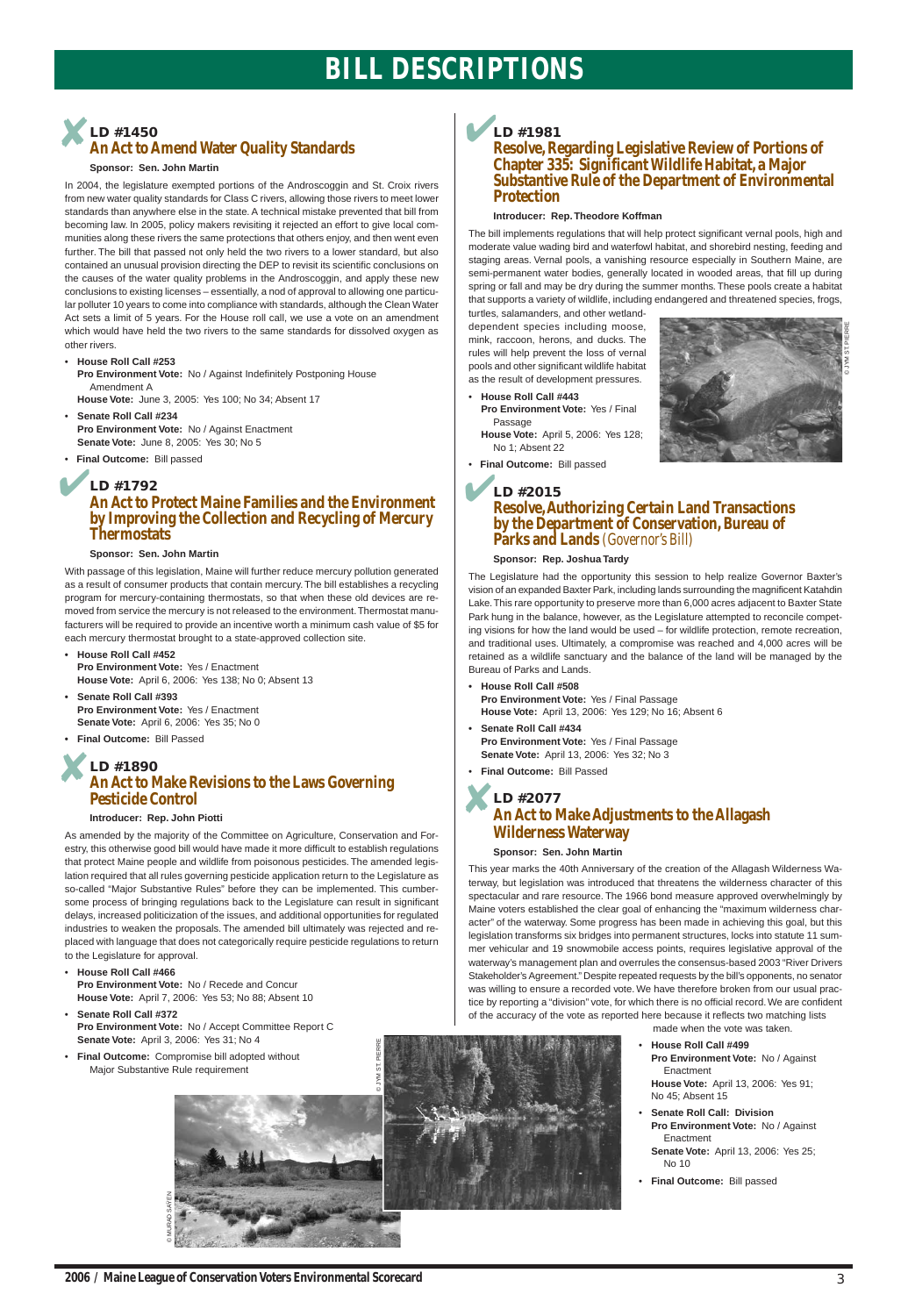# BILL DESCRIPTIONS

## ✗ LD #1450
### An Act to Amend Water Quality Standards

**Sponsor: Sen. John Martin**

In 2004, the legislature exempted portions of the Androscoggin and St. Croix rivers from new water quality standards for Class C rivers, allowing those rivers to meet lower standards than anywhere else in the state. A technical mistake prevented that bill from becoming law. In 2005, policy makers revisiting it rejected an effort to give local communities along these rivers the same protections that others enjoy, and then went even further. The bill that passed not only held the two rivers to a lower standard, but also contained an unusual provision directing the DEP to revisit its scientific conclusions on the causes of the water quality problems in the Androscoggin, and apply these new conclusions to existing licenses – essentially, a nod of approval to allowing one particular polluter 10 years to come into compliance with standards, although the Clean Water Act sets a limit of 5 years. For the House roll call, we use a vote on an amendment which would have held the two rivers to the same standards for dissolved oxygen as other rivers.

- **House Roll Call #253**
  **Pro Environment Vote:** No / Against Indefinitely Postponing House Amendment A
  **House Vote:** June 3, 2005: Yes 100; No 34; Absent 17
- **Senate Roll Call #234**
  **Pro Environment Vote:** No / Against Enactment
  **Senate Vote:** June 8, 2005: Yes 30; No 5
- **Final Outcome:** Bill passed

## ✓ LD #1792
### An Act to Protect Maine Families and the Environment by Improving the Collection and Recycling of Mercury Thermostats

**Sponsor: Sen. John Martin**

With passage of this legislation, Maine will further reduce mercury pollution generated as a result of consumer products that contain mercury. The bill establishes a recycling program for mercury-containing thermostats, so that when these old devices are removed from service the mercury is not released to the environment. Thermostat manufacturers will be required to provide an incentive worth a minimum cash value of $5 for each mercury thermostat brought to a state-approved collection site.

- **House Roll Call #452**
  **Pro Environment Vote:** Yes / Enactment
  **House Vote:** April 6, 2006: Yes 138; No 0; Absent 13
- **Senate Roll Call #393**
  **Pro Environment Vote:** Yes / Enactment
  **Senate Vote:** April 6, 2006: Yes 35; No 0
- **Final Outcome:** Bill Passed

## ✗ LD #1890
### An Act to Make Revisions to the Laws Governing Pesticide Control

**Introducer: Rep. John Piotti**

As amended by the majority of the Committee on Agriculture, Conservation and Forestry, this otherwise good bill would have made it more difficult to establish regulations that protect Maine people and wildlife from poisonous pesticides. The amended legislation required that all rules governing pesticide application return to the Legislature as so-called "Major Substantive Rules" before they can be implemented. This cumbersome process of bringing regulations back to the Legislature can result in significant delays, increased politicization of the issues, and additional opportunities for regulated industries to weaken the proposals. The amended bill ultimately was rejected and replaced with language that does not categorically require pesticide regulations to return to the Legislature for approval.

- **House Roll Call #466**
  **Pro Environment Vote:** No / Recede and Concur
  **House Vote:** April 7, 2006: Yes 53; No 88; Absent 10
- **Senate Roll Call #372**
  **Pro Environment Vote:** No / Accept Committee Report C
  **Senate Vote:** April 3, 2006: Yes 31; No 4
- **Final Outcome:** Compromise bill adopted without Major Substantive Rule requirement

## ✓ LD #1981
### Resolve, Regarding Legislative Review of Portions of Chapter 335: Significant Wildlife Habitat, a Major Substantive Rule of the Department of Environmental Protection

**Introducer: Rep. Theodore Koffman**

The bill implements regulations that will help protect significant vernal pools, high and moderate value wading bird and waterfowl habitat, and shorebird nesting, feeding and staging areas. Vernal pools, a vanishing resource especially in Southern Maine, are semi-permanent water bodies, generally located in wooded areas, that fill up during spring or fall and may be dry during the summer months. These pools create a habitat that supports a variety of wildlife, including endangered and threatened species, frogs, turtles, salamanders, and other wetland-dependent species including moose, mink, raccoon, herons, and ducks. The rules will help prevent the loss of vernal pools and other significant wildlife habitat as the result of development pressures.

- **House Roll Call #443**
  **Pro Environment Vote:** Yes / Final Passage
  **House Vote:** April 5, 2006: Yes 128; No 1; Absent 22
- **Final Outcome:** Bill passed

## ✓ LD #2015
### Resolve, Authorizing Certain Land Transactions by the Department of Conservation, Bureau of Parks and Lands *(Governor's Bill)*

**Sponsor: Rep. Joshua Tardy**

The Legislature had the opportunity this session to help realize Governor Baxter's vision of an expanded Baxter Park, including lands surrounding the magnificent Katahdin Lake. This rare opportunity to preserve more than 6,000 acres adjacent to Baxter State Park hung in the balance, however, as the Legislature attempted to reconcile competing visions for how the land would be used – for wildlife protection, remote recreation, and traditional uses. Ultimately, a compromise was reached and 4,000 acres will be retained as a wildlife sanctuary and the balance of the land will be managed by the Bureau of Parks and Lands.

- **House Roll Call #508**
  **Pro Environment Vote:** Yes / Final Passage
  **House Vote:** April 13, 2006: Yes 129; No 16; Absent 6
- **Senate Roll Call #434**
  **Pro Environment Vote:** Yes / Final Passage
  **Senate Vote:** April 13, 2006: Yes 32; No 3
- **Final Outcome:** Bill Passed

## ✗ LD #2077
### An Act to Make Adjustments to the Allagash Wilderness Waterway

**Sponsor: Sen. John Martin**

This year marks the 40th Anniversary of the creation of the Allagash Wilderness Waterway, but legislation was introduced that threatens the wilderness character of this spectacular and rare resource. The 1966 bond measure approved overwhelmingly by Maine voters established the clear goal of enhancing the "maximum wilderness character" of the waterway. Some progress has been made in achieving this goal, but this legislation transforms six bridges into permanent structures, locks into statute 11 summer vehicular and 19 snowmobile access points, requires legislative approval of the waterway's management plan and overrules the consensus-based 2003 "River Drivers Stakeholder's Agreement." Despite repeated requests by the bill's opponents, no senator was willing to ensure a recorded vote. We have therefore broken from our usual practice by reporting a "division" vote, for which there is no official record. We are confident of the accuracy of the vote as reported here because it reflects two matching lists made when the vote was taken.

- **House Roll Call #499**
  **Pro Environment Vote:** No / Against Enactment
  **House Vote:** April 13, 2006: Yes 91; No 45; Absent 15
- **Senate Roll Call: Division**
  **Pro Environment Vote:** No / Against Enactment
  **Senate Vote:** April 13, 2006: Yes 25; No 10
- **Final Outcome:** Bill passed

© JYM ST. PIERRE

© JYM ST. PIERRE

© MURAD SAYEN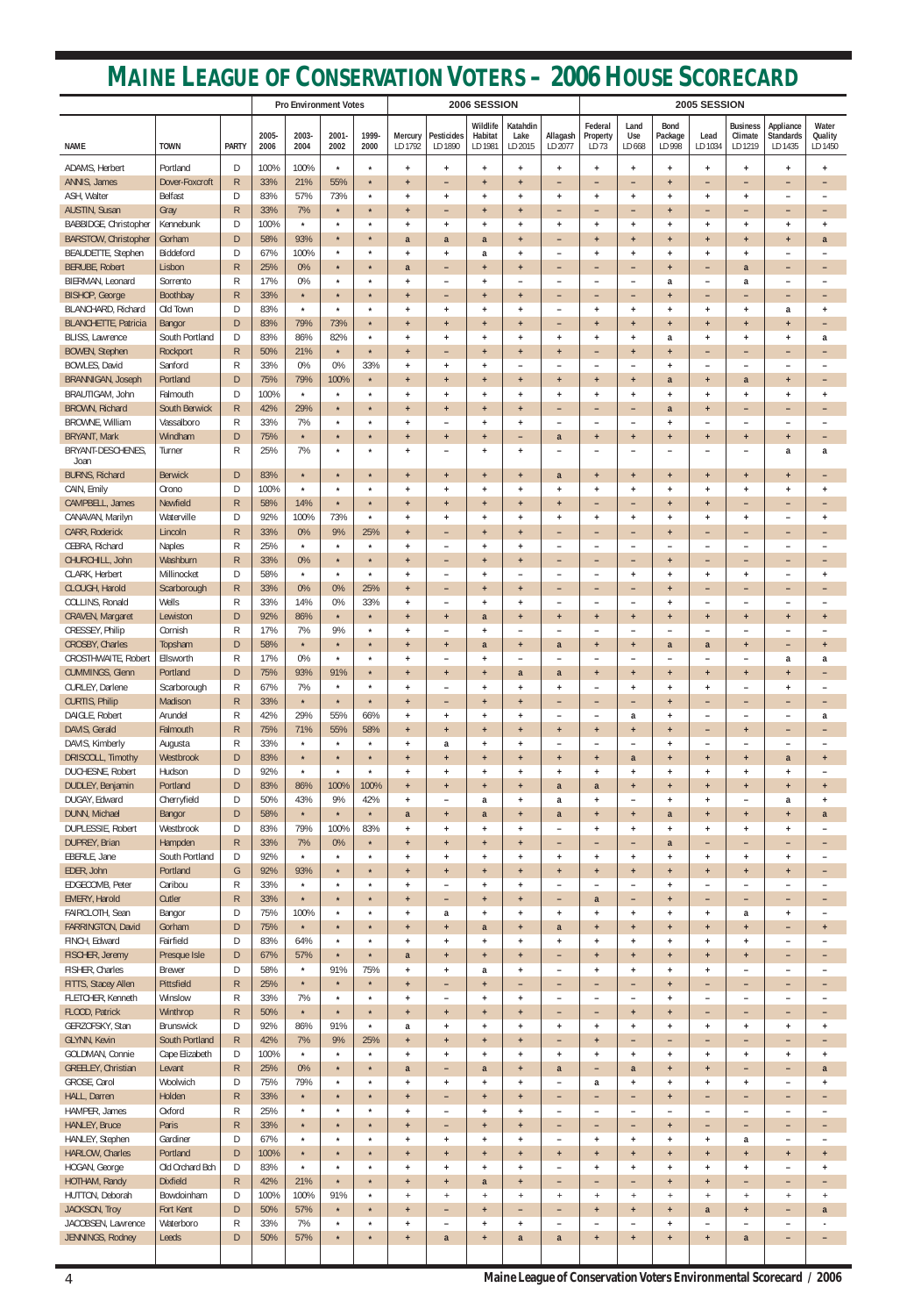# MAINE LEAGUE OF CONSERVATION VOTERS – 2006 HOUSE SCORECARD

| | | | Pro Environment Votes | | | | 2006 SESSION | | | | | 2005 SESSION | | | | | | |
|---|---|---|---|---|---|---|---|---|---|---|---|---|---|---|---|---|---|---|
| NAME | TOWN | PARTY | 2005-2006 | 2003-2004 | 2001-2002 | 1999-2000 | Mercury LD 1792 | Pesticides LD 1890 | Wildlife Habitat LD 1981 | Katahdin Lake LD 2015 | Allagash LD 2077 | Federal Property LD 73 | Land Use LD 668 | Bond Package LD 998 | Lead LD 1034 | Business Climate LD 1219 | Appliance Standards LD 1435 | Water Quality LD 1450 |
| ADAMS, Herbert | Portland | D | 100% | 100% | * | * | + | + | + | + | + | + | + | + | + | + | + | + |
| ANNIS, James | Dover-Foxcroft | R | 33% | 21% | 55% | * | + | – | + | + | – | – | – | + | – | – | – | – |
| ASH, Walter | Belfast | D | 83% | 57% | 73% | * | + | + | + | + | + | + | + | + | + | + | – | – |
| AUSTIN, Susan | Gray | R | 33% | 7% | * | * | + | – | + | + | – | – | – | + | – | – | – | – |
| BABBIDGE, Christopher | Kennebunk | D | 100% | * | * | * | + | + | + | + | + | + | + | + | + | + | + | + |
| BARSTOW, Christopher | Gorham | D | 58% | 93% | * | * | a | a | a | + | – | + | + | + | + | + | + | a |
| BEAUDETTE, Stephen | Biddeford | D | 67% | 100% | * | * | + | + | a | + | – | + | + | + | + | + | – | – |
| BERUBE, Robert | Lisbon | R | 25% | 0% | * | * | a | – | + | + | – | – | – | + | – | a | – | – |
| BIERMAN, Leonard | Sorrento | R | 17% | 0% | * | * | + | – | + | – | – | – | – | a | – | a | – | – |
| BISHOP, George | Boothbay | R | 33% | * | * | * | + | – | + | + | – | – | – | + | – | – | – | – |
| BLANCHARD, Richard | Old Town | D | 83% | * | * | * | + | + | + | + | – | + | + | + | + | + | a | + |
| BLANCHETTE, Patricia | Bangor | D | 83% | 79% | 73% | * | + | + | + | + | – | + | + | + | + | + | + | – |
| BLISS, Lawrence | South Portland | D | 83% | 86% | 82% | * | + | + | + | + | + | + | + | a | + | + | + | a |
| BOWEN, Stephen | Rockport | R | 50% | 21% | * | * | + | – | + | + | + | – | + | + | – | – | – | – |
| BOWLES, David | Sanford | R | 33% | 0% | 0% | 33% | + | + | + | – | – | – | – | + | – | – | – | – |
| BRANNIGAN, Joseph | Portland | D | 75% | 79% | 100% | * | + | + | + | + | + | + | + | a | + | a | + | – |
| BRAUTIGAM, John | Falmouth | D | 100% | * | * | * | + | + | + | + | + | + | + | + | + | + | + | + |
| BROWN, Richard | South Berwick | R | 42% | 29% | * | * | + | + | + | + | – | – | – | a | + | – | – | – |
| BROWNE, William | Vassalboro | R | 33% | 7% | * | * | + | – | + | + | – | – | – | + | – | – | – | – |
| BRYANT, Mark | Windham | D | 75% | * | * | * | + | + | + | – | a | + | + | + | + | + | + | – |
| BRYANT-DESCHENES, Joan | Turner | R | 25% | 7% | * | * | + | – | + | + | – | – | – | – | – | – | a | a |
| BURNS, Richard | Berwick | D | 83% | * | * | * | + | + | + | + | a | + | + | + | + | + | + | – |
| CAIN, Emily | Orono | D | 100% | * | * | * | + | + | + | + | + | + | + | + | + | + | + | + |
| CAMPBELL, James | Newfield | R | 58% | 14% | * | * | + | + | + | + | + | – | – | + | + | – | – | – |
| CANAVAN, Marilyn | Waterville | D | 92% | 100% | 73% | * | + | + | + | + | + | + | + | + | + | + | – | + |
| CARR, Roderick | Lincoln | R | 33% | 0% | 9% | 25% | + | – | + | + | – | – | – | + | – | – | – | – |
| CEBRA, Richard | Naples | R | 25% | * | * | * | + | – | + | + | – | – | – | – | – | – | – | – |
| CHURCHILL, John | Washburn | R | 33% | 0% | * | * | + | – | + | + | – | – | – | + | – | – | – | – |
| CLARK, Herbert | Millinocket | D | 58% | * | * | * | + | – | + | + | – | – | + | + | + | + | – | + |
| CLOUGH, Harold | Scarborough | R | 33% | 0% | 0% | 25% | + | – | + | + | – | – | – | + | – | – | – | – |
| COLLINS, Ronald | Wells | R | 33% | 14% | 0% | 33% | + | – | + | + | – | – | – | + | – | – | – | – |
| CRAVEN, Margaret | Lewiston | D | 92% | 86% | * | * | + | + | a | + | + | + | + | + | + | + | + | + |
| CRESSEY, Philip | Cornish | R | 17% | 7% | 9% | * | + | – | + | – | – | – | – | – | – | – | – | – |
| CROSBY, Charles | Topsham | D | 58% | * | * | * | + | + | a | + | a | + | + | a | a | + | – | + |
| CROSTHWAITE, Robert | Ellsworth | R | 17% | 0% | * | * | + | – | + | – | – | – | – | – | – | – | a | a |
| CUMMINGS, Glenn | Portland | D | 75% | 93% | 91% | * | + | + | + | a | a | + | + | + | + | + | + | – |
| CURLEY, Darlene | Scarborough | R | 67% | 7% | * | * | + | – | + | + | + | – | + | + | + | – | + | – |
| CURTIS, Philip | Madison | R | 33% | * | * | * | + | – | + | + | – | – | – | + | – | – | – | – |
| DAIGLE, Robert | Arundel | R | 42% | 29% | 55% | 66% | + | + | + | + | – | – | a | + | – | – | – | a |
| DAVIS, Gerald | Falmouth | R | 75% | 71% | 55% | 58% | + | + | + | + | + | + | + | + | – | + | – | – |
| DAVIS, Kimberly | Augusta | R | 33% | * | * | * | + | a | + | + | – | – | – | + | – | – | – | – |
| DRISCOLL, Timothy | Westbrook | D | 83% | * | * | * | + | + | + | + | + | + | a | + | + | + | a | + |
| DUCHESNE, Robert | Hudson | D | 92% | * | * | * | + | + | + | + | + | + | + | + | + | + | + | – |
| DUDLEY, Benjamin | Portland | D | 83% | 86% | 100% | 100% | + | + | + | + | a | a | + | + | + | + | + | + |
| DUGAY, Edward | Cherryfield | D | 50% | 43% | 9% | 42% | + | – | a | + | a | + | – | + | + | – | a | + |
| DUNN, Michael | Bangor | D | 58% | * | * | * | a | + | a | + | a | + | + | a | + | + | + | a |
| DUPLESSIE, Robert | Westbrook | D | 83% | 79% | 100% | 83% | + | + | + | + | – | + | + | + | + | + | + | – |
| DUPREY, Brian | Hampden | R | 33% | 7% | 0% | * | + | + | + | + | – | – | – | a | – | – | – | – |
| EBERLE, Jane | South Portland | D | 92% | * | * | * | + | + | + | + | + | + | + | + | + | + | + | – |
| EDER, John | Portland | G | 92% | 93% | * | * | + | + | + | + | + | + | + | + | + | + | + | – |
| EDGECOMB, Peter | Caribou | R | 33% | * | * | * | + | – | + | + | – | – | – | + | – | – | – | – |
| EMERY, Harold | Cutler | R | 33% | * | * | * | + | – | + | + | – | a | – | + | – | – | – | – |
| FAIRCLOTH, Sean | Bangor | D | 75% | 100% | * | * | + | a | + | + | + | + | + | + | + | a | + | – |
| FARRINGTON, David | Gorham | D | 75% | * | * | * | + | + | a | + | a | + | + | + | + | + | – | + |
| FINCH, Edward | Fairfield | D | 83% | 64% | * | * | + | + | + | + | + | + | + | + | + | + | – | – |
| FISCHER, Jeremy | Presque Isle | D | 67% | 57% | * | * | a | + | + | + | – | + | + | + | + | + | – | – |
| FISHER, Charles | Brewer | D | 58% | * | 91% | 75% | + | + | a | + | – | + | + | + | + | – | – | – |
| FITTS, Stacey Allen | Pittsfield | R | 25% | * | * | * | + | – | + | – | – | – | – | + | – | – | – | – |
| FLETCHER, Kenneth | Winslow | R | 33% | 7% | * | * | + | – | + | + | – | – | – | + | – | – | – | – |
| FLOOD, Patrick | Winthrop | R | 50% | * | * | * | + | + | + | + | – | – | + | + | – | – | – | – |
| GERZOFSKY, Stan | Brunswick | D | 92% | 86% | 91% | * | a | + | + | + | + | + | + | + | + | + | + | + |
| GLYNN, Kevin | South Portland | R | 42% | 7% | 9% | 25% | + | + | + | + | – | + | – | – | – | – | – | – |
| GOLDMAN, Connie | Cape Elizabeth | D | 100% | * | * | * | + | + | + | + | + | + | + | + | + | + | + | + |
| GREELEY, Christian | Levant | R | 25% | 0% | * | * | a | – | a | + | a | – | a | + | + | – | – | a |
| GROSE, Carol | Woolwich | D | 75% | 79% | * | * | + | + | + | + | – | a | + | + | + | + | – | + |
| HALL, Darren | Holden | R | 33% | * | * | * | + | – | + | + | – | – | – | + | – | – | – | – |
| HAMPER, James | Oxford | R | 25% | * | * | * | + | – | + | + | – | – | – | – | – | – | – | – |
| HANLEY, Bruce | Paris | R | 33% | * | * | * | + | – | + | + | – | – | – | + | – | – | – | – |
| HANLEY, Stephen | Gardiner | D | 67% | * | * | * | + | + | + | + | – | + | + | + | + | a | – | – |
| HARLOW, Charles | Portland | D | 100% | * | * | * | + | + | + | + | + | + | + | + | + | + | + | + |
| HOGAN, George | Old Orchard Bch | D | 83% | * | * | * | + | + | + | + | – | + | + | + | + | + | – | + |
| HOTHAM, Randy | Dixfield | R | 42% | 21% | * | * | + | + | a | + | – | – | – | + | + | – | – | – |
| HUTTON, Deborah | Bowdoinham | D | 100% | 100% | 91% | * | + | + | + | + | + | + | + | + | + | + | + | + |
| JACKSON, Troy | Fort Kent | D | 50% | 57% | * | * | + | – | + | – | – | + | + | + | a | + | – | a |
| JACOBSEN, Lawrence | Waterboro | R | 33% | 7% | * | * | + | – | + | + | – | – | – | + | – | – | – | - |
| JENNINGS, Rodney | Leeds | D | 50% | 57% | * | * | + | a | + | a | a | + | + | + | + | a | – | – |

Maine League of Conservation Voters Environmental Scorecard / 2006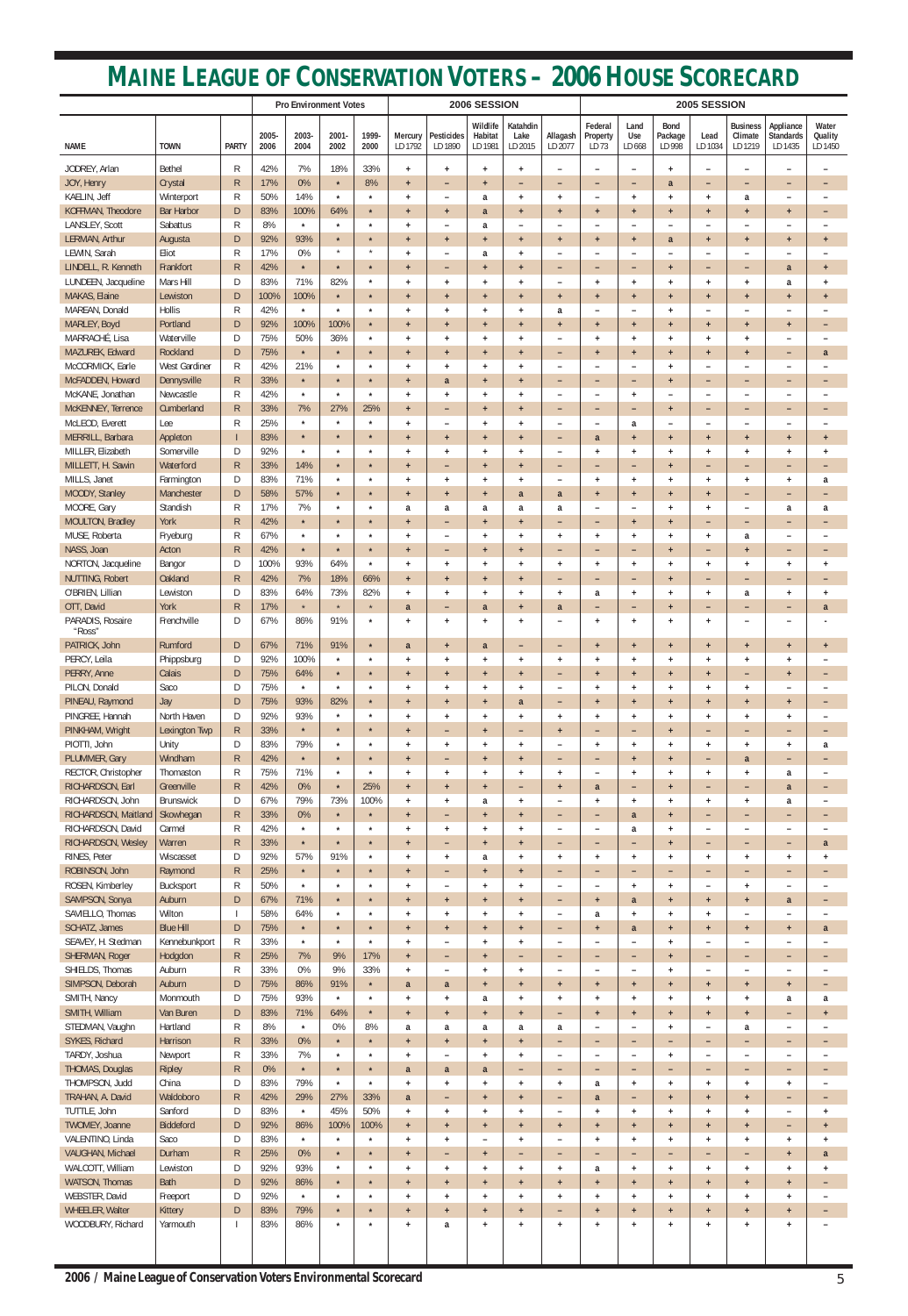# MAINE LEAGUE OF CONSERVATION VOTERS – 2006 HOUSE SCORECARD

| | | | Pro Environment Votes | | | | 2006 SESSION | | | | | 2005 SESSION | | | | | | |
|---|---|---|---|---|---|---|---|---|---|---|---|---|---|---|---|---|---|---|
| NAME | TOWN | PARTY | 2005-2006 | 2003-2004 | 2001-2002 | 1999-2000 | Mercury LD 1792 | Pesticides LD 1890 | Wildlife Habitat LD 1981 | Katahdin Lake LD 2015 | Allagash LD 2077 | Federal Property LD 73 | Land Use LD 668 | Bond Package LD 998 | Lead LD 1034 | Business Climate LD 1219 | Appliance Standards LD 1435 | Water Quality LD 1450 |
| JODREY, Arlan | Bethel | R | 42% | 7% | 18% | 33% | + | + | + | + | – | – | – | + | – | – | – | – |
| JOY, Henry | Crystal | R | 17% | 0% | * | 8% | + | – | + | – | – | – | – | a | – | – | – | – |
| KAELIN, Jeff | Winterport | R | 50% | 14% | * | * | + | – | a | + | + | – | + | + | + | a | – | – |
| KOFFMAN, Theodore | Bar Harbor | D | 83% | 100% | 64% | * | + | + | a | + | + | + | + | + | + | + | + | – |
| LANSLEY, Scott | Sabattus | R | 8% | * | * | * | + | – | a | – | – | – | – | – | – | – | – | – |
| LERMAN, Arthur | Augusta | D | 92% | 93% | * | * | + | + | + | + | + | + | + | a | + | + | + | + |
| LEWIN, Sarah | Eliot | R | 17% | 0% | * | * | + | – | a | + | – | – | – | – | – | – | – | – |
| LINDELL, R. Kenneth | Frankfort | R | 42% | * | * | * | + | – | + | + | – | – | – | + | – | – | a | + |
| LUNDEEN, Jacqueline | Mars Hill | D | 83% | 71% | 82% | * | + | + | + | + | – | + | + | + | + | + | a | + |
| MAKAS, Elaine | Lewiston | D | 100% | 100% | * | * | + | + | + | + | + | + | + | + | + | + | + | + |
| MAREAN, Donald | Hollis | R | 42% | * | * | * | + | + | + | + | a | – | – | + | – | – | – | – |
| MARLEY, Boyd | Portland | D | 92% | 100% | 100% | * | + | + | + | + | + | + | + | + | + | + | + | – |
| MARRACHÉ, Lisa | Waterville | D | 75% | 50% | 36% | * | + | + | + | + | – | + | + | + | + | + | – | – |
| MAZUREK, Edward | Rockland | D | 75% | * | * | * | + | + | + | + | – | + | + | + | + | + | – | a |
| McCORMICK, Earle | West Gardiner | R | 42% | 21% | * | * | + | + | + | + | – | – | – | + | – | – | – | – |
| McFADDEN, Howard | Dennysville | R | 33% | * | * | * | + | a | + | + | – | – | – | + | – | – | – | – |
| McKANE, Jonathan | Newcastle | R | 42% | * | * | * | + | + | + | + | – | – | + | – | – | – | – | – |
| McKENNEY, Terrence | Cumberland | R | 33% | 7% | 27% | 25% | + | – | + | + | – | – | – | + | – | – | – | – |
| McLEOD, Everett | Lee | R | 25% | * | * | * | + | – | + | + | – | – | a | – | – | – | – | – |
| MERRILL, Barbara | Appleton | I | 83% | * | * | * | + | + | + | + | – | a | + | + | + | + | + | + |
| MILLER, Elizabeth | Somerville | D | 92% | * | * | * | + | + | + | + | – | + | + | + | + | + | + | + |
| MILLETT, H. Sawin | Waterford | R | 33% | 14% | * | * | + | – | + | + | – | – | – | + | – | – | – | – |
| MILLS, Janet | Farmington | D | 83% | 71% | * | * | + | + | + | + | – | + | + | + | + | + | + | a |
| MOODY, Stanley | Manchester | D | 58% | 57% | * | * | + | + | + | a | a | + | + | + | + | – | – | – |
| MOORE, Gary | Standish | R | 17% | 7% | * | * | a | a | a | a | a | – | – | + | + | – | a | a |
| MOULTON, Bradley | York | R | 42% | * | * | * | + | – | + | + | – | – | + | + | – | – | – | – |
| MUSE, Roberta | Fryeburg | R | 67% | * | * | * | + | – | + | + | + | + | + | + | + | a | – | – |
| NASS, Joan | Acton | R | 42% | * | * | * | + | – | + | + | – | – | – | + | – | + | – | – |
| NORTON, Jacqueline | Bangor | D | 100% | 93% | 64% | * | + | + | + | + | + | + | + | + | + | + | + | + |
| NUTTING, Robert | Oakland | R | 42% | 7% | 18% | 66% | + | + | + | + | – | – | – | + | – | – | – | – |
| O'BRIEN, Lillian | Lewiston | D | 83% | 64% | 73% | 82% | + | + | + | + | + | a | + | + | + | a | + | + |
| OTT, David | York | R | 17% | * | * | * | a | – | a | + | a | – | – | + | – | – | – | a |
| PARADIS, Rosaire "Ross" | Frenchville | D | 67% | 86% | 91% | * | + | + | + | + | – | + | + | + | + | – | – | - |
| PATRICK, John | Rumford | D | 67% | 71% | 91% | * | a | + | a | – | – | + | + | + | + | + | + | + |
| PERCY, Leila | Phippsburg | D | 92% | 100% | * | * | + | + | + | + | + | + | + | + | + | + | + | – |
| PERRY, Anne | Calais | D | 75% | 64% | * | * | + | + | + | + | – | + | + | + | + | – | + | – |
| PILON, Donald | Saco | D | 75% | * | * | * | + | + | + | + | – | + | + | + | + | + | – | – |
| PINEAU, Raymond | Jay | D | 75% | 93% | 82% | * | + | + | + | a | – | + | + | + | + | + | + | – |
| PINGREE, Hannah | North Haven | D | 92% | 93% | * | * | + | + | + | + | + | + | + | + | + | + | + | – |
| PINKHAM, Wright | Lexington Twp | R | 33% | * | * | * | + | – | + | – | + | – | – | + | – | – | – | – |
| PIOTTI, John | Unity | D | 83% | 79% | * | * | + | + | + | + | – | + | + | + | + | + | + | a |
| PLUMMER, Gary | Windham | R | 42% | * | * | * | + | – | + | + | – | – | + | + | – | a | – | – |
| RECTOR, Christopher | Thomaston | R | 75% | 71% | * | * | + | + | + | + | + | – | + | + | + | + | a | – |
| RICHARDSON, Earl | Greenville | R | 42% | 0% | * | 25% | + | + | + | – | + | a | – | + | – | – | a | – |
| RICHARDSON, John | Brunswick | D | 67% | 79% | 73% | 100% | + | + | a | + | – | + | + | + | + | + | a | – |
| RICHARDSON, Maitland | Skowhegan | R | 33% | 0% | * | * | + | – | + | + | – | – | a | + | – | – | – | – |
| RICHARDSON, David | Carmel | R | 42% | * | * | * | + | + | + | + | – | – | a | + | – | – | – | – |
| RICHARDSON, Wesley | Warren | R | 33% | * | * | * | + | – | + | + | – | – | – | + | – | – | – | a |
| RINES, Peter | Wiscasset | D | 92% | 57% | 91% | * | + | + | a | + | + | + | + | + | + | + | + | + |
| ROBINSON, John | Raymond | R | 25% | * | * | * | + | – | + | + | – | – | – | – | – | – | – | – |
| ROSEN, Kimberley | Bucksport | R | 50% | * | * | * | + | – | + | + | – | – | + | + | – | + | – | – |
| SAMPSON, Sonya | Auburn | D | 67% | 71% | * | * | + | + | + | + | – | + | a | + | + | + | a | – |
| SAVIELLO, Thomas | Wilton | I | 58% | 64% | * | * | + | + | + | + | – | a | + | + | + | – | – | – |
| SCHATZ, James | Blue Hill | D | 75% | * | * | * | + | + | + | + | – | + | a | + | + | + | + | a |
| SEAVEY, H. Stedman | Kennebunkport | R | 33% | * | * | * | + | – | + | + | – | – | – | + | – | – | – | – |
| SHERMAN, Roger | Hodgdon | R | 25% | 7% | 9% | 17% | + | – | + | – | – | – | – | + | – | – | – | – |
| SHIELDS, Thomas | Auburn | R | 33% | 0% | 9% | 33% | + | – | + | + | – | – | – | + | – | – | – | – |
| SIMPSON, Deborah | Auburn | D | 75% | 86% | 91% | * | a | a | + | + | + | + | + | + | + | + | + | – |
| SMITH, Nancy | Monmouth | D | 75% | 93% | * | * | + | + | a | + | + | + | + | + | + | + | a | a |
| SMITH, William | Van Buren | D | 83% | 71% | 64% | * | + | + | + | + | – | + | + | + | + | + | – | + |
| STEDMAN, Vaughn | Hartland | R | 8% | * | 0% | 8% | a | a | a | a | a | – | – | + | – | a | – | – |
| SYKES, Richard | Harrison | R | 33% | 0% | * | * | + | + | + | + | – | – | – | – | – | – | – | – |
| TARDY, Joshua | Newport | R | 33% | 7% | * | * | + | – | + | + | – | – | – | + | – | – | – | – |
| THOMAS, Douglas | Ripley | R | 0% | * | * | * | a | a | a | – | – | – | – | – | – | – | – | – |
| THOMPSON, Judd | China | D | 83% | 79% | * | * | + | + | + | + | + | a | + | + | + | + | + | – |
| TRAHAN, A. David | Waldoboro | R | 42% | 29% | 27% | 33% | a | – | + | + | – | a | – | + | + | + | – | – |
| TUTTLE, John | Sanford | D | 83% | * | 45% | 50% | + | + | + | + | – | + | + | + | + | + | – | + |
| TWOMEY, Joanne | Biddeford | D | 92% | 86% | 100% | 100% | + | + | + | + | + | + | + | + | + | + | – | + |
| VALENTINO, Linda | Saco | D | 83% | * | * | * | + | + | – | + | – | + | + | + | + | + | + | + |
| VAUGHAN, Michael | Durham | R | 25% | 0% | * | * | + | – | + | – | – | – | – | – | – | – | + | a |
| WALCOTT, William | Lewiston | D | 92% | 93% | * | * | + | + | + | + | + | a | + | + | + | + | + | + |
| WATSON, Thomas | Bath | D | 92% | 86% | * | * | + | + | + | + | + | + | + | + | + | + | + | – |
| WEBSTER, David | Freeport | D | 92% | * | * | * | + | + | + | + | + | + | + | + | + | + | + | – |
| WHEELER, Walter | Kittery | D | 83% | 79% | * | * | + | + | + | + | – | + | + | + | + | + | + | – |
| WOODBURY, Richard | Yarmouth | I | 83% | 86% | * | * | + | a | + | + | + | + | + | + | + | + | + | – |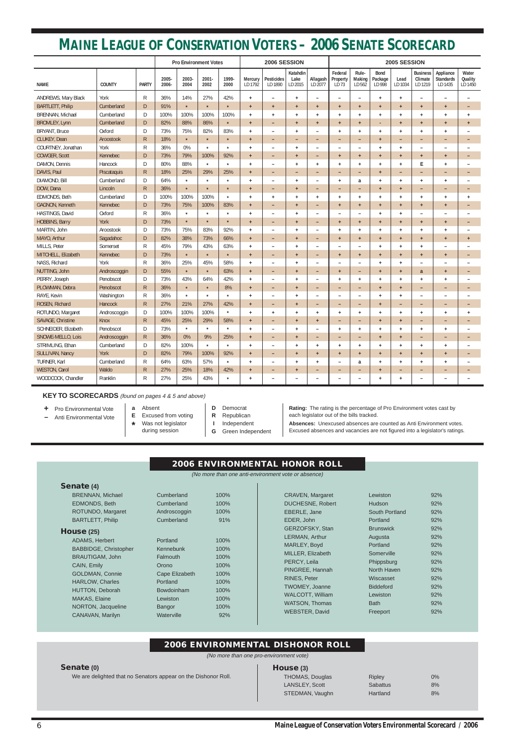# MAINE LEAGUE OF CONSERVATION VOTERS – 2006 SENATE SCORECARD

| | | | Pro Environment Votes | | | | 2006 SESSION | | | | 2005 SESSION | | | | | | |
|---|---|---|---|---|---|---|---|---|---|---|---|---|---|---|---|---|---|
| NAME | COUNTY | PARTY | 2005-2006 | 2003-2004 | 2001-2002 | 1999-2000 | Mercury LD1792 | Pesticides LD1890 | Katahdin Lake LD2015 | Allagash LD2077 | Federal Property LD73 | Rule-Making LD562 | Bond Package LD998 | Lead LD1034 | Business Climate LD1219 | Appliance Standards LD1435 | Water Quality LD1450 |
| ANDREWS, Mary Black | York | R | 36% | 14% | 27% | 42% | + | – | + | – | – | – | + | + | – | – | – |
| BARTLETT, Philip | Cumberland | D | 91% | * | * | * | + | + | + | + | + | + | + | + | + | + | – |
| BRENNAN, Michael | Cumberland | D | 100% | 100% | 100% | 100% | + | + | + | + | + | + | + | + | + | + | + |
| BROMLEY, Lynn | Cumberland | D | 82% | 88% | 86% | * | + | – | + | + | + | + | - | + | + | + | + |
| BRYANT, Bruce | Oxford | D | 73% | 75% | 82% | 83% | + | – | + | – | + | + | + | + | + | + | – |
| CLUKEY, Dean | Aroostook | R | 18% | * | * | * | + | – | – | – | – | – | + | – | – | – | – |
| COURTNEY, Jonathan | York | R | 36% | 0% | * | * | + | – | + | – | – | – | + | + | – | – | – |
| COWGER, Scott | Kennebec | D | 73% | 79% | 100% | 92% | + | – | + | – | + | + | + | + | + | + | – |
| DAMON, Dennis | Hancock | D | 80% | 88% | * | * | + | – | + | + | + | + | + | + | E | + | – |
| DAVIS, Paul | Piscataquis | R | 18% | 25% | 29% | 25% | + | – | – | – | – | – | + | – | – | – | – |
| DIAMOND, Bill | Cumberland | D | 64% | * | * | * | + | – | + | – | + | a | + | + | + | + | – |
| DOW, Dana | Lincoln | R | 36% | * | * | * | + | – | + | – | – | – | + | + | – | – | – |
| EDMONDS, Beth | Cumberland | D | 100% | 100% | 100% | * | + | + | + | + | + | + | + | + | + | + | + |
| GAGNON, Kenneth | Kennebec | D | 73% | 75% | 100% | 83% | + | – | + | – | + | + | + | + | + | + | – |
| HASTINGS, David | Oxford | R | 36% | * | * | * | + | – | + | – | – | – | + | + | – | – | – |
| HOBBINS, Barry | York | D | 73% | * | * | * | + | – | + | – | + | + | + | + | + | + | – |
| MARTIN, John | Aroostook | D | 73% | 75% | 83% | 92% | + | – | + | – | + | + | + | + | + | + | – |
| MAYO, Arthur | Sagadahoc | D | 82% | 38% | 73% | 66% | + | – | + | – | + | + | + | + | + | + | + |
| MILLS, Peter | Somerset | R | 45% | 79% | 43% | 63% | + | – | + | – | – | – | + | + | + | – | – |
| MITCHELL, Elizabeth | Kennebec | D | 73% | * | * | * | + | – | + | – | + | + | + | + | + | + | – |
| NASS, Richard | York | R | 36% | 25% | 45% | 58% | + | – | + | – | – | – | + | + | – | – | – |
| NUTTING, John | Androscoggin | D | 55% | * | * | 63% | + | – | + | – | + | – | + | + | a | + | – |
| PERRY, Joseph | Penobscot | D | 73% | 43% | 64% | 42% | + | – | + | – | + | + | + | + | + | + | – |
| PLOWMAN, Debra | Penobscot | R | 36% | * | * | 8% | + | – | + | – | – | – | + | + | – | – | – |
| RAYE, Kevin | Washington | R | 36% | * | * | * | + | – | + | – | – | – | + | + | – | – | – |
| ROSEN, Richard | Hancock | R | 27% | 21% | 27% | 42% | + | – | + | – | – | – | + | – | – | – | – |
| ROTUNDO, Margaret | Androscoggin | D | 100% | 100% | 100% | * | + | + | + | + | + | + | + | + | + | + | + |
| SAVAGE, Christine | Knox | R | 45% | 25% | 29% | 58% | + | – | + | + | – | – | + | + | – | – | – |
| SCHNEIDER, Elizabeth | Penobscot | D | 73% | * | * | * | + | – | + | – | + | + | + | + | + | + | – |
| SNOWE-MELLO, Lois | Androscoggin | R | 36% | 0% | 9% | 25% | + | – | + | – | – | – | + | + | – | – | – |
| STRIMLING, Ethan | Cumberland | D | 82% | 100% | * | * | + | – | + | + | + | + | + | + | + | + | – |
| SULLIVAN, Nancy | York | D | 82% | 79% | 100% | 92% | + | – | + | + | + | + | + | + | + | + | – |
| TURNER, Karl | Cumberland | R | 64% | 63% | 57% | * | + | – | + | + | – | a | + | + | + | + | – |
| WESTON, Carol | Waldo | R | 27% | 25% | 18% | 42% | + | – | + | – | – | – | + | – | – | – | – |
| WOODCOCK, Chandler | Franklin | R | 27% | 25% | 43% | * | + | – | – | – | – | – | + | + | – | – | – |

**KEY TO SCORECARDS** *(found on pages 4 & 5 and above)*

- **+** Pro Environmental Vote
- **–** Anti Environmental Vote

- **a** Absent
- **E** Excused from voting
- **\*** Was not legislator during session

- **D** Democrat
- **R** Republican
- **I** Independent
- **G** Green Independent

**Rating:** The rating is the percentage of Pro Environment votes cast by each legislator out of the bills tracked.

**Absences:** Unexcused absences are counted as Anti Environment votes. Excused absences and vacancies are not figured into a legislator's ratings.

## 2006 ENVIRONMENTAL HONOR ROLL

*(No more than one anti-environment vote or absence)*

### Senate (4)

| Name | County | Rating |
|---|---|---|
| BRENNAN, Michael | Cumberland | 100% |
| EDMONDS, Beth | Cumberland | 100% |
| ROTUNDO, Margaret | Androscoggin | 100% |
| BARTLETT, Philip | Cumberland | 91% |

### House (25)

| Name | Town | Rating |
|---|---|---|
| ADAMS, Herbert | Portland | 100% |
| BABBIDGE, Christopher | Kennebunk | 100% |
| BRAUTIGAM, John | Falmouth | 100% |
| CAIN, Emily | Orono | 100% |
| GOLDMAN, Connie | Cape Elizabeth | 100% |
| HARLOW, Charles | Portland | 100% |
| HUTTON, Deborah | Bowdoinham | 100% |
| MAKAS, Elaine | Lewiston | 100% |
| NORTON, Jacqueline | Bangor | 100% |
| CANAVAN, Marilyn | Waterville | 92% |
| CRAVEN, Margaret | Lewiston | 92% |
| DUCHESNE, Robert | Hudson | 92% |
| EBERLE, Jane | South Portland | 92% |
| EDER, John | Portland | 92% |
| GERZOFSKY, Stan | Brunswick | 92% |
| LERMAN, Arthur | Augusta | 92% |
| MARLEY, Boyd | Portland | 92% |
| MILLER, Elizabeth | Somerville | 92% |
| PERCY, Leila | Phippsburg | 92% |
| PINGREE, Hannah | North Haven | 92% |
| RINES, Peter | Wiscasset | 92% |
| TWOMEY, Joanne | Biddeford | 92% |
| WALCOTT, William | Lewiston | 92% |
| WATSON, Thomas | Bath | 92% |
| WEBSTER, David | Freeport | 92% |

## 2006 ENVIRONMENTAL DISHONOR ROLL

*(No more than one pro-environment vote)*

### Senate (0)

We are delighted that no Senators appear on the Dishonor Roll.

### House (3)

| Name | Town | Rating |
|---|---|---|
| THOMAS, Douglas | Ripley | 0% |
| LANSLEY, Scott | Sabattus | 8% |
| STEDMAN, Vaughn | Hartland | 8% |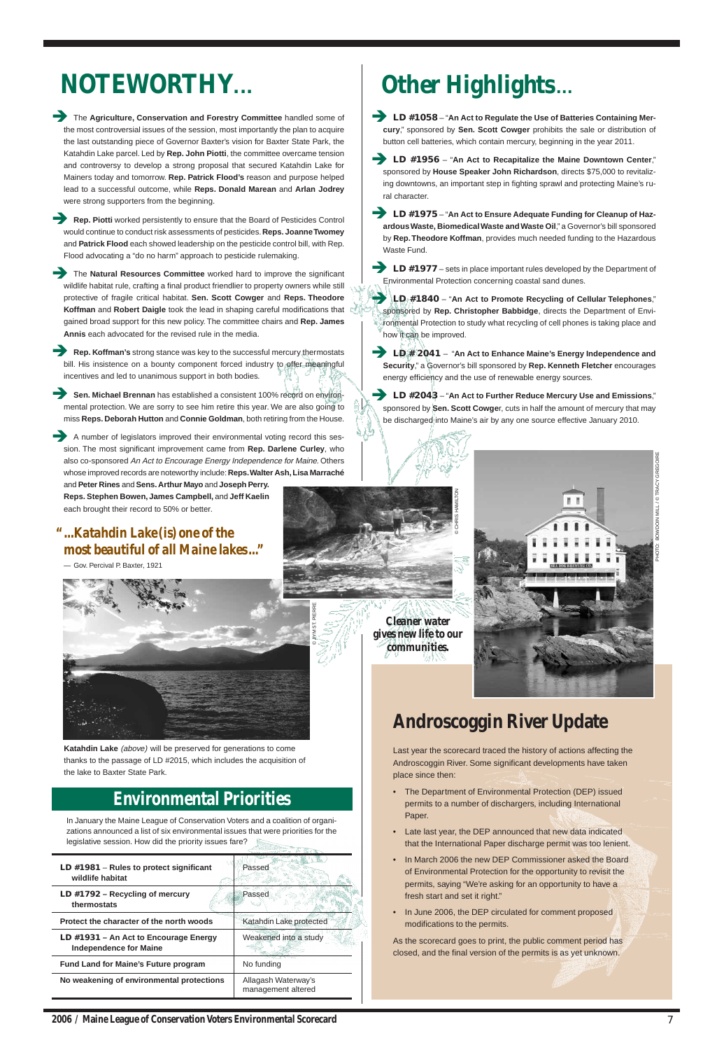# NOTEWORTHY...

- The **Agriculture, Conservation and Forestry Committee** handled some of the most controversial issues of the session, most importantly the plan to acquire the last outstanding piece of Governor Baxter's vision for Baxter State Park, the Katahdin Lake parcel. Led by **Rep. John Piotti**, the committee overcame tension and controversy to develop a strong proposal that secured Katahdin Lake for Mainers today and tomorrow. **Rep. Patrick Flood's** reason and purpose helped lead to a successful outcome, while **Reps. Donald Marean** and **Arlan Jodrey** were strong supporters from the beginning.

- **Rep. Piotti** worked persistently to ensure that the Board of Pesticides Control would continue to conduct risk assessments of pesticides. **Reps. Joanne Twomey** and **Patrick Flood** each showed leadership on the pesticide control bill, with Rep. Flood advocating a "do no harm" approach to pesticide rulemaking.

- The **Natural Resources Committee** worked hard to improve the significant wildlife habitat rule, crafting a final product friendlier to property owners while still protective of fragile critical habitat. **Sen. Scott Cowger** and **Reps. Theodore Koffman** and **Robert Daigle** took the lead in shaping careful modifications that gained broad support for this new policy. The committee chairs and **Rep. James Annis** each advocated for the revised rule in the media.

- **Rep. Koffman's** strong stance was key to the successful mercury thermostats bill. His insistence on a bounty component forced industry to offer meaningful incentives and led to unanimous support in both bodies.

- **Sen. Michael Brennan** has established a consistent 100% record on environmental protection. We are sorry to see him retire this year. We are also going to miss **Reps. Deborah Hutton** and **Connie Goldman**, both retiring from the House.

- A number of legislators improved their environmental voting record this session. The most significant improvement came from **Rep. Darlene Curley**, who also co-sponsored *An Act to Encourage Energy Independence for Maine.* Others whose improved records are noteworthy include: **Reps. Walter Ash, Lisa Marraché** and **Peter Rines** and **Sens. Arthur Mayo** and **Joseph Perry. Reps. Stephen Bowen, James Campbell,** and **Jeff Kaelin** each brought their record to 50% or better.

> **"...Katahdin Lake (is) one of the most beautiful of all Maine lakes..."**
> — Gov. Percival P. Baxter, 1921

© JYM ST. PIERRE

**Katahdin Lake** *(above)* will be preserved for generations to come thanks to the passage of LD #2015, which includes the acquisition of the lake to Baxter State Park.

## Environmental Priorities

In January the Maine League of Conservation Voters and a coalition of organizations announced a list of six environmental issues that were priorities for the legislative session. How did the priority issues fare?

| Issue | Outcome |
|---|---|
| **LD #1981** – Rules to protect significant wildlife habitat | Passed |
| **LD #1792 – Recycling of mercury thermostats** | Passed |
| **Protect the character of the north woods** | Katahdin Lake protected |
| **LD #1931 – An Act to Encourage Energy Independence for Maine** | Weakened into a study |
| **Fund Land for Maine's Future program** | No funding |
| **No weakening of environmental protections** | Allagash Waterway's management altered |

# Other Highlights...

- **LD #1058** – "**An Act to Regulate the Use of Batteries Containing Mercury**," sponsored by **Sen. Scott Cowger** prohibits the sale or distribution of button cell batteries, which contain mercury, beginning in the year 2011.

- **LD #1956** – "**An Act to Recapitalize the Maine Downtown Center**," sponsored by **House Speaker John Richardson**, directs $75,000 to revitalizing downtowns, an important step in fighting sprawl and protecting Maine's rural character.

- **LD #1975** – "**An Act to Ensure Adequate Funding for Cleanup of Hazardous Waste, Biomedical Waste and Waste Oil**," a Governor's bill sponsored by **Rep. Theodore Koffman**, provides much needed funding to the Hazardous Waste Fund.

- **LD #1977** – sets in place important rules developed by the Department of Environmental Protection concerning coastal sand dunes.

- **LD #1840** – "**An Act to Promote Recycling of Cellular Telephones**," sponsored by **Rep. Christopher Babbidge**, directs the Department of Environmental Protection to study what recycling of cell phones is taking place and how it can be improved.

- **LD # 2041** – "**An Act to Enhance Maine's Energy Independence and Security**," a Governor's bill sponsored by **Rep. Kenneth Fletcher** encourages energy efficiency and the use of renewable energy sources.

- **LD #2043** – "**An Act to Further Reduce Mercury Use and Emissions**," sponsored by **Sen. Scott Cowger**, cuts in half the amount of mercury that may be discharged into Maine's air by any one source effective January 2010.

© CHRIS HAMILTON

PHOTO: BOWDOIN MILL / © TRACY GREGOIRE

**Cleaner water gives new life to our communities.**

## Androscoggin River Update

Last year the scorecard traced the history of actions affecting the Androscoggin River. Some significant developments have taken place since then:

- The Department of Environmental Protection (DEP) issued permits to a number of dischargers, including International Paper.
- Late last year, the DEP announced that new data indicated that the International Paper discharge permit was too lenient.
- In March 2006 the new DEP Commissioner asked the Board of Environmental Protection for the opportunity to revisit the permits, saying "We're asking for an opportunity to have a fresh start and set it right."
- In June 2006, the DEP circulated for comment proposed modifications to the permits.

As the scorecard goes to print, the public comment period has closed, and the final version of the permits is as yet unknown.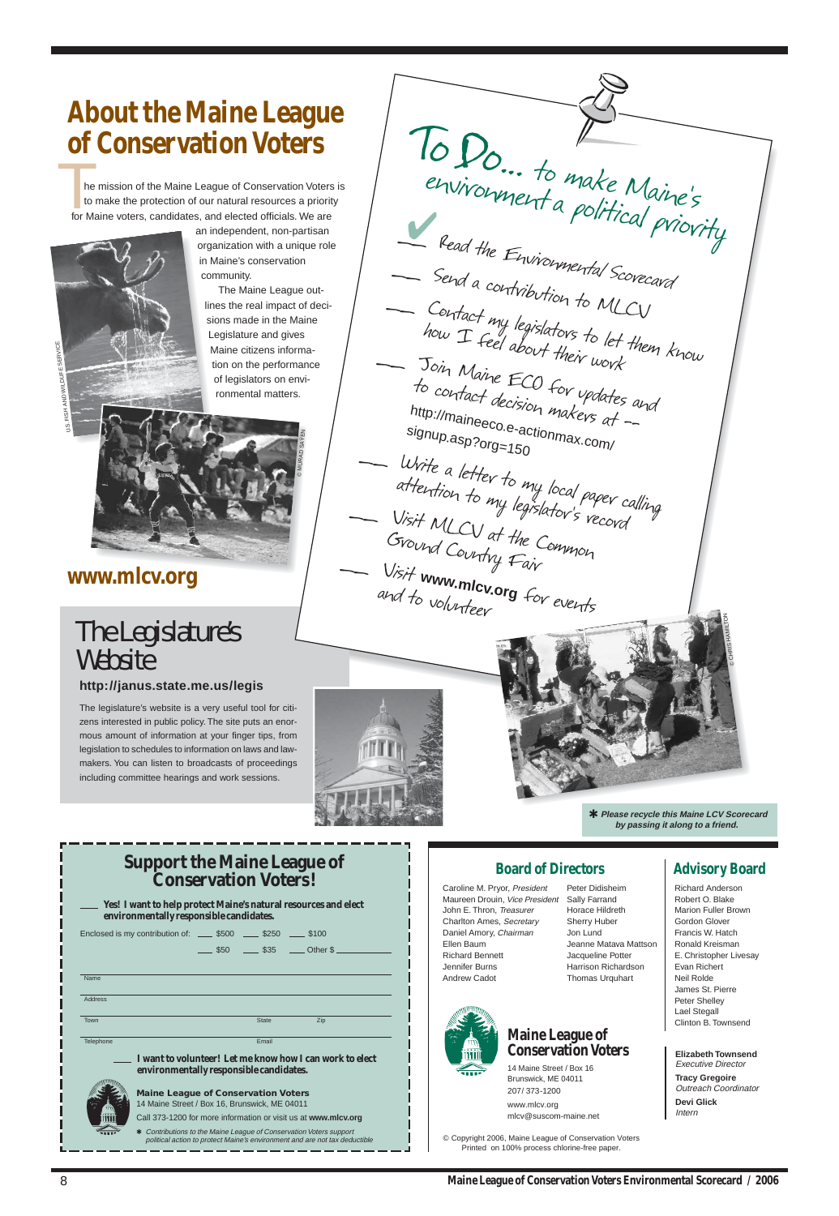# About the Maine League of Conservation Voters

The mission of the Maine League of Conservation Voters is to make the protection of our natural resources a priority for Maine voters, candidates, and elected officials. We are an independent, non-partisan organization with a unique role in Maine's conservation community.

The Maine League outlines the real impact of decisions made in the Maine Legislature and gives Maine citizens information on the performance of legislators on environmental matters.

U.S. FISH AND WILDLIFE SERVICE

© MURAD SAYEN

## www.mlcv.org

## To Do... to make Maine's environment a political priority

- ✔ Read the Environmental Scorecard
- Send a contribution to MLCV
- Contact my legislators to let them know how I feel about their work
- Join Maine ECO for updates and to contact decision makers at -- http://maineeco.e-actionmax.com/signup.asp?org=150
- Write a letter to my local paper calling attention to my legislator's record
- Visit MLCV at the Common Ground Country Fair
- Visit **www.mlcv.org** for events and to volunteer

© CHRIS HAMILTON

## The Legislature's Website

**http://janus.state.me.us/legis**

The legislature's website is a very useful tool for citizens interested in public policy. The site puts an enormous amount of information at your finger tips, from legislation to schedules to information on laws and lawmakers. You can listen to broadcasts of proceedings including committee hearings and work sessions.

✱ ***Please recycle this Maine LCV Scorecard by passing it along to a friend.***

## Support the Maine League of Conservation Voters!

___ **Yes! I want to help protect Maine's natural resources and elect environmentally responsible candidates.**

Enclosed is my contribution of: ___ $500 ___ $250 ___ $100 ___ $50 ___ $35 ___ Other $______

Name

Address

Town State Zip

Telephone Email

___ **I want to volunteer! Let me know how I can work to elect environmentally responsible candidates.**

**Maine League of Conservation Voters**
14 Maine Street / Box 16, Brunswick, ME 04011

Call 373-1200 for more information or visit us at **www.mlcv.org**

✱ *Contributions to the Maine League of Conservation Voters support political action to protect Maine's environment and are not tax deductible*

## Board of Directors

Caroline M. Pryor, *President*
Maureen Drouin, *Vice President*
John E. Thron, *Treasurer*
Charlton Ames, *Secretary*
Daniel Amory, *Chairman*
Ellen Baum
Richard Bennett
Jennifer Burns
Andrew Cadot
Peter Didisheim
Sally Farrand
Horace Hildreth
Sherry Huber
Jon Lund
Jeanne Matava Mattson
Jacqueline Potter
Harrison Richardson
Thomas Urquhart

## Advisory Board

Richard Anderson
Robert O. Blake
Marion Fuller Brown
Gordon Glover
Francis W. Hatch
Ronald Kreisman
E. Christopher Livesay
Evan Richert
Neil Rolde
James St. Pierre
Peter Shelley
Lael Stegall
Clinton B. Townsend

**Elizabeth Townsend**
*Executive Director*

**Tracy Gregoire**
*Outreach Coordinator*

**Devi Glick**
*Intern*

## Maine League of Conservation Voters

14 Maine Street / Box 16
Brunswick, ME 04011
207/ 373-1200
www.mlcv.org
mlcv@suscom-maine.net

© Copyright 2006, Maine League of Conservation Voters
Printed on 100% process chlorine-free paper.